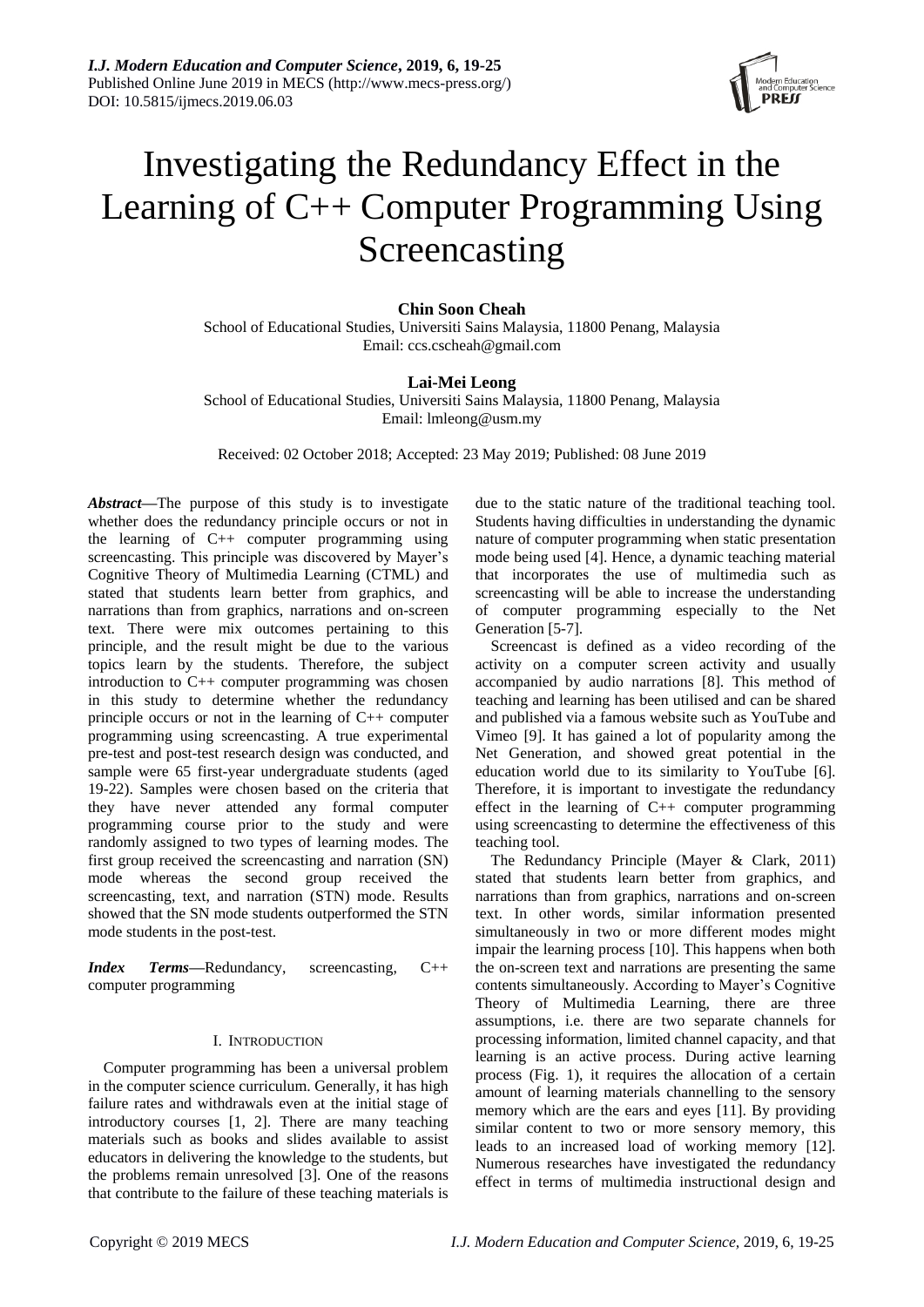# Investigating the Redundancy Effect in the Learning of C++ Computer Programming Using Screencasting

**Chin Soon Cheah**
School of Educational Studies, Universiti Sains Malaysia, 11800 Penang, Malaysia
Email: ccs.cscheah@gmail.com

**Lai-Mei Leong**
School of Educational Studies, Universiti Sains Malaysia, 11800 Penang, Malaysia
Email: lmleong@usm.my

Received: 02 October 2018; Accepted: 23 May 2019; Published: 08 June 2019

***Abstract*****—**The purpose of this study is to investigate whether does the redundancy principle occurs or not in the learning of C++ computer programming using screencasting. This principle was discovered by Mayer's Cognitive Theory of Multimedia Learning (CTML) and stated that students learn better from graphics, and narrations than from graphics, narrations and on-screen text. There were mix outcomes pertaining to this principle, and the result might be due to the various topics learn by the students. Therefore, the subject introduction to C++ computer programming was chosen in this study to determine whether the redundancy principle occurs or not in the learning of C++ computer programming using screencasting. A true experimental pre-test and post-test research design was conducted, and sample were 65 first-year undergraduate students (aged 19-22). Samples were chosen based on the criteria that they have never attended any formal computer programming course prior to the study and were randomly assigned to two types of learning modes. The first group received the screencasting and narration (SN) mode whereas the second group received the screencasting, text, and narration (STN) mode. Results showed that the SN mode students outperformed the STN mode students in the post-test.

***Index Terms*****—**Redundancy, screencasting, C++ computer programming

## I. Introduction

Computer programming has been a universal problem in the computer science curriculum. Generally, it has high failure rates and withdrawals even at the initial stage of introductory courses [1, 2]. There are many teaching materials such as books and slides available to assist educators in delivering the knowledge to the students, but the problems remain unresolved [3]. One of the reasons that contribute to the failure of these teaching materials is due to the static nature of the traditional teaching tool. Students having difficulties in understanding the dynamic nature of computer programming when static presentation mode being used [4]. Hence, a dynamic teaching material that incorporates the use of multimedia such as screencasting will be able to increase the understanding of computer programming especially to the Net Generation [5-7].

Screencast is defined as a video recording of the activity on a computer screen activity and usually accompanied by audio narrations [8]. This method of teaching and learning has been utilised and can be shared and published via a famous website such as YouTube and Vimeo [9]. It has gained a lot of popularity among the Net Generation, and showed great potential in the education world due to its similarity to YouTube [6]. Therefore, it is important to investigate the redundancy effect in the learning of C++ computer programming using screencasting to determine the effectiveness of this teaching tool.

The Redundancy Principle (Mayer & Clark, 2011) stated that students learn better from graphics, and narrations than from graphics, narrations and on-screen text. In other words, similar information presented simultaneously in two or more different modes might impair the learning process [10]. This happens when both the on-screen text and narrations are presenting the same contents simultaneously. According to Mayer's Cognitive Theory of Multimedia Learning, there are three assumptions, i.e. there are two separate channels for processing information, limited channel capacity, and that learning is an active process. During active learning process (Fig. 1), it requires the allocation of a certain amount of learning materials channelling to the sensory memory which are the ears and eyes [11]. By providing similar content to two or more sensory memory, this leads to an increased load of working memory [12]. Numerous researches have investigated the redundancy effect in terms of multimedia instructional design and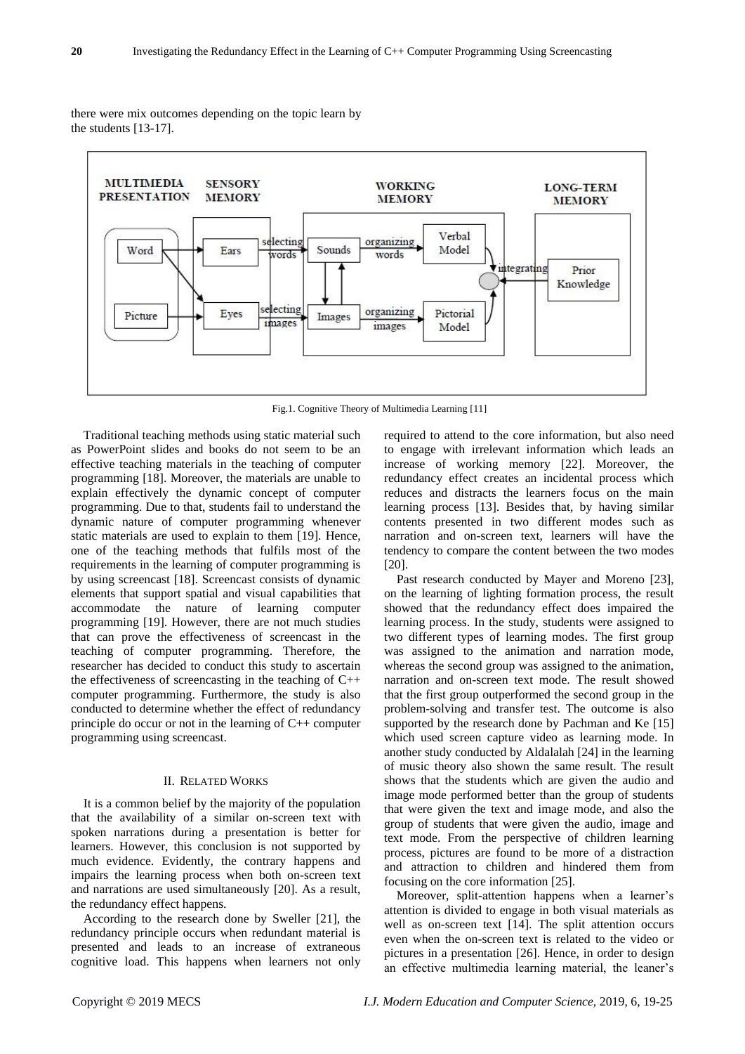there were mix outcomes depending on the topic learn by the students [13-17].

Fig.1. Cognitive Theory of Multimedia Learning [11]

Traditional teaching methods using static material such as PowerPoint slides and books do not seem to be an effective teaching materials in the teaching of computer programming [18]. Moreover, the materials are unable to explain effectively the dynamic concept of computer programming. Due to that, students fail to understand the dynamic nature of computer programming whenever static materials are used to explain to them [19]. Hence, one of the teaching methods that fulfils most of the requirements in the learning of computer programming is by using screencast [18]. Screencast consists of dynamic elements that support spatial and visual capabilities that accommodate the nature of learning computer programming [19]. However, there are not much studies that can prove the effectiveness of screencast in the teaching of computer programming. Therefore, the researcher has decided to conduct this study to ascertain the effectiveness of screencasting in the teaching of C++ computer programming. Furthermore, the study is also conducted to determine whether the effect of redundancy principle do occur or not in the learning of C++ computer programming using screencast.

## II. Related Works

It is a common belief by the majority of the population that the availability of a similar on-screen text with spoken narrations during a presentation is better for learners. However, this conclusion is not supported by much evidence. Evidently, the contrary happens and impairs the learning process when both on-screen text and narrations are used simultaneously [20]. As a result, the redundancy effect happens.

According to the research done by Sweller [21], the redundancy principle occurs when redundant material is presented and leads to an increase of extraneous cognitive load. This happens when learners not only required to attend to the core information, but also need to engage with irrelevant information which leads an increase of working memory [22]. Moreover, the redundancy effect creates an incidental process which reduces and distracts the learners focus on the main learning process [13]. Besides that, by having similar contents presented in two different modes such as narration and on-screen text, learners will have the tendency to compare the content between the two modes [20].

Past research conducted by Mayer and Moreno [23], on the learning of lighting formation process, the result showed that the redundancy effect does impaired the learning process. In the study, students were assigned to two different types of learning modes. The first group was assigned to the animation and narration mode, whereas the second group was assigned to the animation, narration and on-screen text mode. The result showed that the first group outperformed the second group in the problem-solving and transfer test. The outcome is also supported by the research done by Pachman and Ke [15] which used screen capture video as learning mode. In another study conducted by Aldalalah [24] in the learning of music theory also shown the same result. The result shows that the students which are given the audio and image mode performed better than the group of students that were given the text and image mode, and also the group of students that were given the audio, image and text mode. From the perspective of children learning process, pictures are found to be more of a distraction and attraction to children and hindered them from focusing on the core information [25].

Moreover, split-attention happens when a learner's attention is divided to engage in both visual materials as well as on-screen text [14]. The split attention occurs even when the on-screen text is related to the video or pictures in a presentation [26]. Hence, in order to design an effective multimedia learning material, the leaner's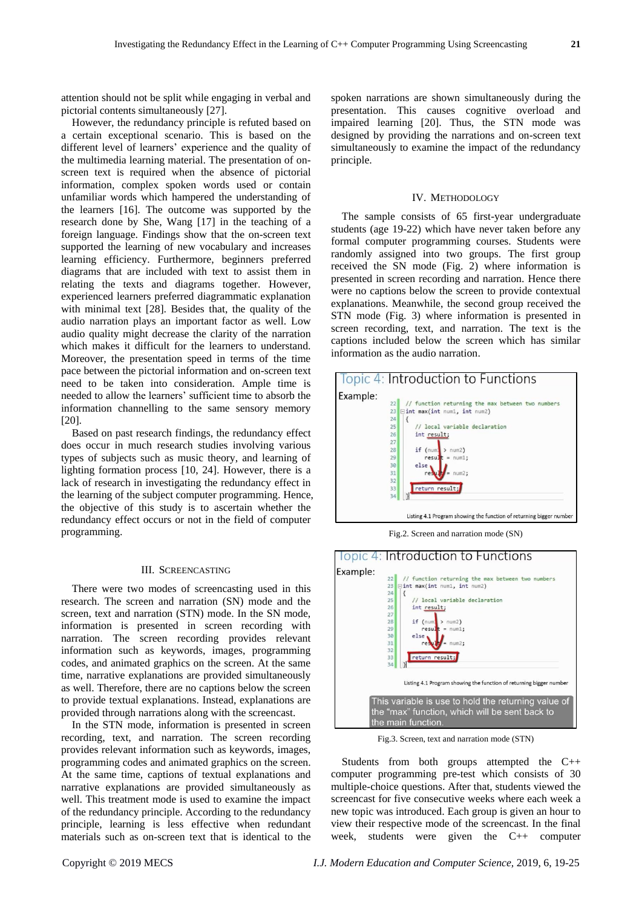attention should not be split while engaging in verbal and pictorial contents simultaneously [27].

However, the redundancy principle is refuted based on a certain exceptional scenario. This is based on the different level of learners' experience and the quality of the multimedia learning material. The presentation of on-screen text is required when the absence of pictorial information, complex spoken words used or contain unfamiliar words which hampered the understanding of the learners [16]. The outcome was supported by the research done by She, Wang [17] in the teaching of a foreign language. Findings show that the on-screen text supported the learning of new vocabulary and increases learning efficiency. Furthermore, beginners preferred diagrams that are included with text to assist them in relating the texts and diagrams together. However, experienced learners preferred diagrammatic explanation with minimal text [28]. Besides that, the quality of the audio narration plays an important factor as well. Low audio quality might decrease the clarity of the narration which makes it difficult for the learners to understand. Moreover, the presentation speed in terms of the time pace between the pictorial information and on-screen text need to be taken into consideration. Ample time is needed to allow the learners' sufficient time to absorb the information channelling to the same sensory memory [20].

Based on past research findings, the redundancy effect does occur in much research studies involving various types of subjects such as music theory, and learning of lighting formation process [10, 24]. However, there is a lack of research in investigating the redundancy effect in the learning of the subject computer programming. Hence, the objective of this study is to ascertain whether the redundancy effect occurs or not in the field of computer programming.

## III. Screencasting

There were two modes of screencasting used in this research. The screen and narration (SN) mode and the screen, text and narration (STN) mode. In the SN mode, information is presented in screen recording with narration. The screen recording provides relevant information such as keywords, images, programming codes, and animated graphics on the screen. At the same time, narrative explanations are provided simultaneously as well. Therefore, there are no captions below the screen to provide textual explanations. Instead, explanations are provided through narrations along with the screencast.

In the STN mode, information is presented in screen recording, text, and narration. The screen recording provides relevant information such as keywords, images, programming codes and animated graphics on the screen. At the same time, captions of textual explanations and narrative explanations are provided simultaneously as well. This treatment mode is used to examine the impact of the redundancy principle. According to the redundancy principle, learning is less effective when redundant materials such as on-screen text that is identical to the spoken narrations are shown simultaneously during the presentation. This causes cognitive overload and impaired learning [20]. Thus, the STN mode was designed by providing the narrations and on-screen text simultaneously to examine the impact of the redundancy principle.

## IV. Methodology

The sample consists of 65 first-year undergraduate students (age 19-22) which have never taken before any formal computer programming courses. Students were randomly assigned into two groups. The first group received the SN mode (Fig. 2) where information is presented in screen recording and narration. Hence there were no captions below the screen to provide contextual explanations. Meanwhile, the second group received the STN mode (Fig. 3) where information is presented in screen recording, text, and narration. The text is the captions included below the screen which has similar information as the audio narration.

Topic 4: Introduction to Functions

Example:

```
22  // function returning the max between two numbers
23  int max(int num1, int num2)
24  {
25     // local variable declaration
26     int result;
27
28     if (num1 > num2)
29        result = num1;
30     else
31        result = num2;
32
33     return result;
34  }
```

Listing 4.1 Program showing the function of returning bigger number

Fig.2. Screen and narration mode (SN)

Topic 4: Introduction to Functions

Example:

```
22  // function returning the max between two numbers
23  int max(int num1, int num2)
24  {
25     // local variable declaration
26     int result;
27
28     if (num1 > num2)
29        result = num1;
30     else
31        result = num2;
32
33     return result;
34  }
```

Listing 4.1 Program showing the function of returning bigger number

This variable is use to hold the returning value of the "max" function, which will be sent back to the main function.

Fig.3. Screen, text and narration mode (STN)

Students from both groups attempted the C++ computer programming pre-test which consists of 30 multiple-choice questions. After that, students viewed the screencast for five consecutive weeks where each week a new topic was introduced. Each group is given an hour to view their respective mode of the screencast. In the final week, students were given the C++ computer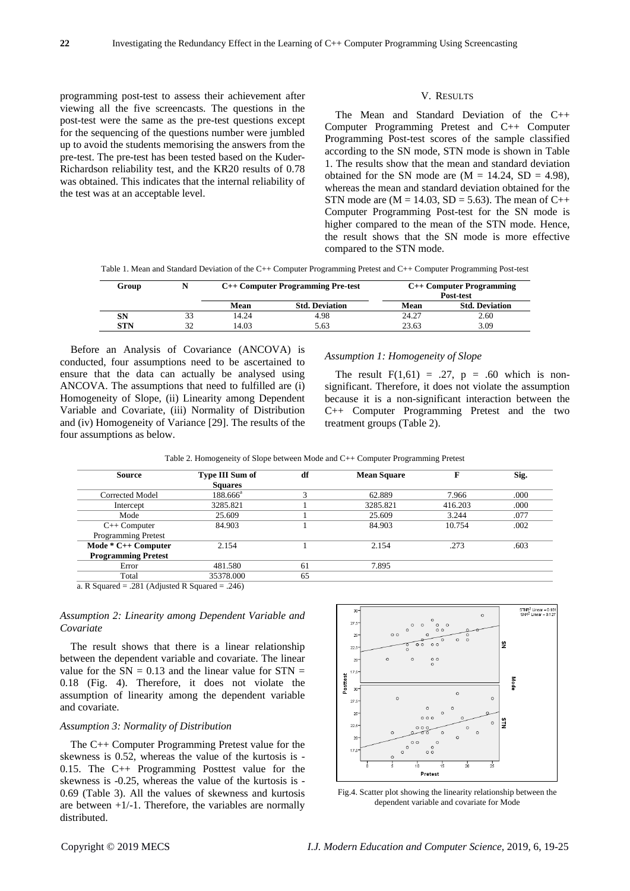programming post-test to assess their achievement after viewing all the five screencasts. The questions in the post-test were the same as the pre-test questions except for the sequencing of the questions number were jumbled up to avoid the students memorising the answers from the pre-test. The pre-test has been tested based on the Kuder-Richardson reliability test, and the KR20 results of 0.78 was obtained. This indicates that the internal reliability of the test was at an acceptable level.

## V. RESULTS

The Mean and Standard Deviation of the C++ Computer Programming Pretest and C++ Computer Programming Post-test scores of the sample classified according to the SN mode, STN mode is shown in Table 1. The results show that the mean and standard deviation obtained for the SN mode are ($M = 14.24$, $SD = 4.98$), whereas the mean and standard deviation obtained for the STN mode are ($M = 14.03$, $SD = 5.63$). The mean of C++ Computer Programming Post-test for the SN mode is higher compared to the mean of the STN mode. Hence, the result shows that the SN mode is more effective compared to the STN mode.

Table 1. Mean and Standard Deviation of the C++ Computer Programming Pretest and C++ Computer Programming Post-test

| Group | N | C++ Computer Programming Pre-test | | C++ Computer Programming Post-test | |
|---|---|---|---|---|---|
| | | Mean | Std. Deviation | Mean | Std. Deviation |
| SN | 33 | 14.24 | 4.98 | 24.27 | 2.60 |
| STN | 32 | 14.03 | 5.63 | 23.63 | 3.09 |

Before an Analysis of Covariance (ANCOVA) is conducted, four assumptions need to be ascertained to ensure that the data can actually be analysed using ANCOVA. The assumptions that need to fulfilled are (i) Homogeneity of Slope, (ii) Linearity among Dependent Variable and Covariate, (iii) Normality of Distribution and (iv) Homogeneity of Variance [29]. The results of the four assumptions as below.

### *Assumption 1: Homogeneity of Slope*

The result $F(1,61) = .27$, $p = .60$ which is non-significant. Therefore, it does not violate the assumption because it is a non-significant interaction between the C++ Computer Programming Pretest and the two treatment groups (Table 2).

Table 2. Homogeneity of Slope between Mode and C++ Computer Programming Pretest

| Source | Type III Sum of Squares | df | Mean Square | F | Sig. |
|---|---|---|---|---|---|
| Corrected Model | 188.666[a] | 3 | 62.889 | 7.966 | .000 |
| Intercept | 3285.821 | 1 | 3285.821 | 416.203 | .000 |
| Mode | 25.609 | 1 | 25.609 | 3.244 | .077 |
| C++ Computer Programming Pretest | 84.903 | 1 | 84.903 | 10.754 | .002 |
| **Mode * C++ Computer Programming Pretest** | 2.154 | 1 | 2.154 | .273 | .603 |
| Error | 481.580 | 61 | 7.895 | | |
| Total | 35378.000 | 65 | | | |

a. R Squared = .281 (Adjusted R Squared = .246)

### *Assumption 2: Linearity among Dependent Variable and Covariate*

The result shows that there is a linear relationship between the dependent variable and covariate. The linear value for the SN = 0.13 and the linear value for STN = 0.18 (Fig. 4). Therefore, it does not violate the assumption of linearity among the dependent variable and covariate.

Fig.4. Scatter plot showing the linearity relationship between the dependent variable and covariate for Mode

### *Assumption 3: Normality of Distribution*

The C++ Computer Programming Pretest value for the skewness is 0.52, whereas the value of the kurtosis is -0.15. The C++ Programming Posttest value for the skewness is -0.25, whereas the value of the kurtosis is -0.69 (Table 3). All the values of skewness and kurtosis are between +1/-1. Therefore, the variables are normally distributed.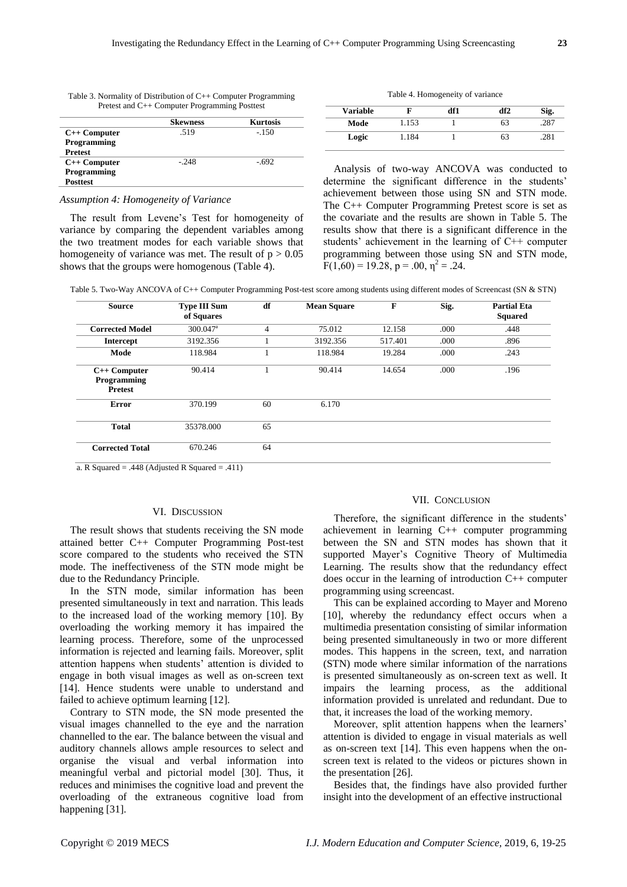Table 3. Normality of Distribution of C++ Computer Programming Pretest and C++ Computer Programming Posttest

| | Skewness | Kurtosis |
|---|---|---|
| **C++ Computer Programming Pretest** | .519 | -.150 |
| **C++ Computer Programming Posttest** | -.248 | -.692 |

*Assumption 4: Homogeneity of Variance*

The result from Levene's Test for homogeneity of variance by comparing the dependent variables among the two treatment modes for each variable shows that homogeneity of variance was met. The result of $p > 0.05$ shows that the groups were homogenous (Table 4).

Table 4. Homogeneity of variance

| Variable | F | df1 | df2 | Sig. |
|---|---|---|---|---|
| **Mode** | 1.153 | 1 | 63 | .287 |
| **Logic** | 1.184 | 1 | 63 | .281 |

Analysis of two-way ANCOVA was conducted to determine the significant difference in the students' achievement between those using SN and STN mode. The C++ Computer Programming Pretest score is set as the covariate and the results are shown in Table 5. The results show that there is a significant difference in the students' achievement in the learning of C++ computer programming between those using SN and STN mode, $F(1,60) = 19.28$, $p = .00$, $\eta^2 = .24$.

Table 5. Two-Way ANCOVA of C++ Computer Programming Post-test score among students using different modes of Screencast (SN & STN)

| Source | Type III Sum of Squares | df | Mean Square | F | Sig. | Partial Eta Squared |
|---|---|---|---|---|---|---|
| **Corrected Model** | 300.047ª | 4 | 75.012 | 12.158 | .000 | .448 |
| **Intercept** | 3192.356 | 1 | 3192.356 | 517.401 | .000 | .896 |
| **Mode** | 118.984 | 1 | 118.984 | 19.284 | .000 | .243 |
| **C++ Computer Programming Pretest** | 90.414 | 1 | 90.414 | 14.654 | .000 | .196 |
| **Error** | 370.199 | 60 | 6.170 | | | |
| **Total** | 35378.000 | 65 | | | | |
| **Corrected Total** | 670.246 | 64 | | | | |

a. R Squared = .448 (Adjusted R Squared = .411)

## VI. Discussion

The result shows that students receiving the SN mode attained better C++ Computer Programming Post-test score compared to the students who received the STN mode. The ineffectiveness of the STN mode might be due to the Redundancy Principle.

In the STN mode, similar information has been presented simultaneously in text and narration. This leads to the increased load of the working memory [10]. By overloading the working memory it has impaired the learning process. Therefore, some of the unprocessed information is rejected and learning fails. Moreover, split attention happens when students' attention is divided to engage in both visual images as well as on-screen text [14]. Hence students were unable to understand and failed to achieve optimum learning [12].

Contrary to STN mode, the SN mode presented the visual images channelled to the eye and the narration channelled to the ear. The balance between the visual and auditory channels allows ample resources to select and organise the visual and verbal information into meaningful verbal and pictorial model [30]. Thus, it reduces and minimises the cognitive load and prevent the overloading of the extraneous cognitive load from happening [31].

## VII. Conclusion

Therefore, the significant difference in the students' achievement in learning C++ computer programming between the SN and STN modes has shown that it supported Mayer's Cognitive Theory of Multimedia Learning. The results show that the redundancy effect does occur in the learning of introduction C++ computer programming using screencast.

This can be explained according to Mayer and Moreno [10], whereby the redundancy effect occurs when a multimedia presentation consisting of similar information being presented simultaneously in two or more different modes. This happens in the screen, text, and narration (STN) mode where similar information of the narrations is presented simultaneously as on-screen text as well. It impairs the learning process, as the additional information provided is unrelated and redundant. Due to that, it increases the load of the working memory.

Moreover, split attention happens when the learners' attention is divided to engage in visual materials as well as on-screen text [14]. This even happens when the on-screen text is related to the videos or pictures shown in the presentation [26].

Besides that, the findings have also provided further insight into the development of an effective instructional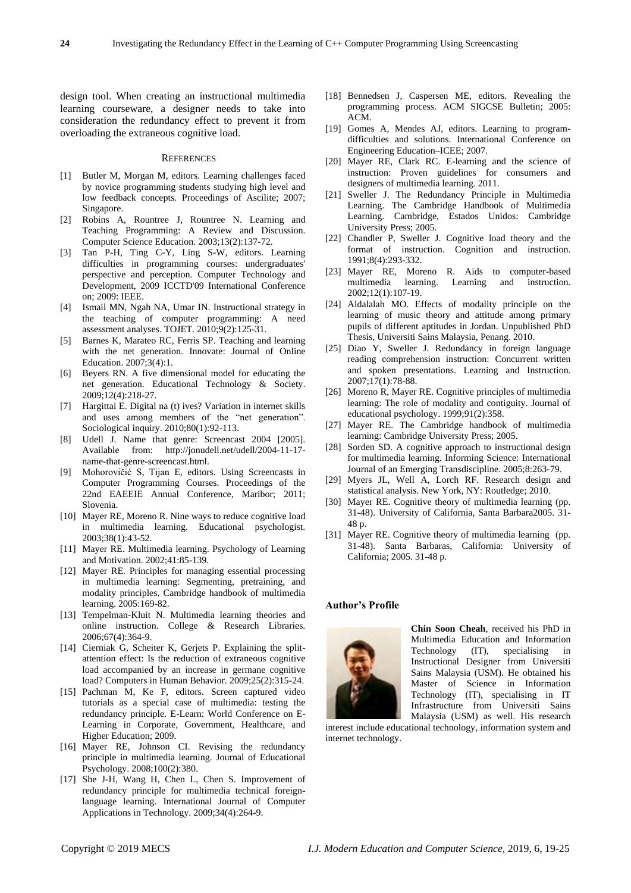design tool. When creating an instructional multimedia learning courseware, a designer needs to take into consideration the redundancy effect to prevent it from overloading the extraneous cognitive load.

## References

[1] Butler M, Morgan M, editors. Learning challenges faced by novice programming students studying high level and low feedback concepts. Proceedings of Ascilite; 2007; Singapore.

[2] Robins A, Rountree J, Rountree N. Learning and Teaching Programming: A Review and Discussion. Computer Science Education. 2003;13(2):137-72.

[3] Tan P-H, Ting C-Y, Ling S-W, editors. Learning difficulties in programming courses: undergraduates' perspective and perception. Computer Technology and Development, 2009 ICCTD'09 International Conference on; 2009: IEEE.

[4] Ismail MN, Ngah NA, Umar IN. Instructional strategy in the teaching of computer programming: A need assessment analyses. TOJET. 2010;9(2):125-31.

[5] Barnes K, Marateo RC, Ferris SP. Teaching and learning with the net generation. Innovate: Journal of Online Education. 2007;3(4):1.

[6] Beyers RN. A five dimensional model for educating the net generation. Educational Technology & Society. 2009;12(4):218-27.

[7] Hargittai E. Digital na (t) ives? Variation in internet skills and uses among members of the "net generation". Sociological inquiry. 2010;80(1):92-113.

[8] Udell J. Name that genre: Screencast 2004 [2005]. Available from: http://jonudell.net/udell/2004-11-17-name-that-genre-screencast.html.

[9] Mohorovičić S, Tijan E, editors. Using Screencasts in Computer Programming Courses. Proceedings of the 22nd EAEEIE Annual Conference, Maribor; 2011; Slovenia.

[10] Mayer RE, Moreno R. Nine ways to reduce cognitive load in multimedia learning. Educational psychologist. 2003;38(1):43-52.

[11] Mayer RE. Multimedia learning. Psychology of Learning and Motivation. 2002;41:85-139.

[12] Mayer RE. Principles for managing essential processing in multimedia learning: Segmenting, pretraining, and modality principles. Cambridge handbook of multimedia learning. 2005:169-82.

[13] Tempelman-Kluit N. Multimedia learning theories and online instruction. College & Research Libraries. 2006;67(4):364-9.

[14] Cierniak G, Scheiter K, Gerjets P. Explaining the split-attention effect: Is the reduction of extraneous cognitive load accompanied by an increase in germane cognitive load? Computers in Human Behavior. 2009;25(2):315-24.

[15] Pachman M, Ke F, editors. Screen captured video tutorials as a special case of multimedia: testing the redundancy principle. E-Learn: World Conference on E-Learning in Corporate, Government, Healthcare, and Higher Education; 2009.

[16] Mayer RE, Johnson CI. Revising the redundancy principle in multimedia learning. Journal of Educational Psychology. 2008;100(2):380.

[17] She J-H, Wang H, Chen L, Chen S. Improvement of redundancy principle for multimedia technical foreign-language learning. International Journal of Computer Applications in Technology. 2009;34(4):264-9.

[18] Bennedsen J, Caspersen ME, editors. Revealing the programming process. ACM SIGCSE Bulletin; 2005: ACM.

[19] Gomes A, Mendes AJ, editors. Learning to program-difficulties and solutions. International Conference on Engineering Education–ICEE; 2007.

[20] Mayer RE, Clark RC. E-learning and the science of instruction: Proven guidelines for consumers and designers of multimedia learning. 2011.

[21] Sweller J. The Redundancy Principle in Multimedia Learning. The Cambridge Handbook of Multimedia Learning. Cambridge, Estados Unidos: Cambridge University Press; 2005.

[22] Chandler P, Sweller J. Cognitive load theory and the format of instruction. Cognition and instruction. 1991;8(4):293-332.

[23] Mayer RE, Moreno R. Aids to computer-based multimedia learning. Learning and instruction. 2002;12(1):107-19.

[24] Aldalalah MO. Effects of modality principle on the learning of music theory and attitude among primary pupils of different aptitudes in Jordan. Unpublished PhD Thesis, Universiti Sains Malaysia, Penang. 2010.

[25] Diao Y, Sweller J. Redundancy in foreign language reading comprehension instruction: Concurrent written and spoken presentations. Learning and Instruction. 2007;17(1):78-88.

[26] Moreno R, Mayer RE. Cognitive principles of multimedia learning: The role of modality and contiguity. Journal of educational psychology. 1999;91(2):358.

[27] Mayer RE. The Cambridge handbook of multimedia learning: Cambridge University Press; 2005.

[28] Sorden SD. A cognitive approach to instructional design for multimedia learning. Informing Science: International Journal of an Emerging Transdiscipline. 2005;8:263-79.

[29] Myers JL, Well A, Lorch RF. Research design and statistical analysis. New York, NY: Routledge; 2010.

[30] Mayer RE. Cognitive theory of multimedia learning (pp. 31-48). University of California, Santa Barbara2005. 31-48 p.

[31] Mayer RE. Cognitive theory of multimedia learning (pp. 31-48). Santa Barbaras, California: University of California; 2005. 31-48 p.

### Author's Profile

**Chin Soon Cheah**, received his PhD in Multimedia Education and Information Technology (IT), specialising in Instructional Designer from Universiti Sains Malaysia (USM). He obtained his Master of Science in Information Technology (IT), specialising in IT Infrastructure from Universiti Sains Malaysia (USM) as well. His research interest include educational technology, information system and internet technology.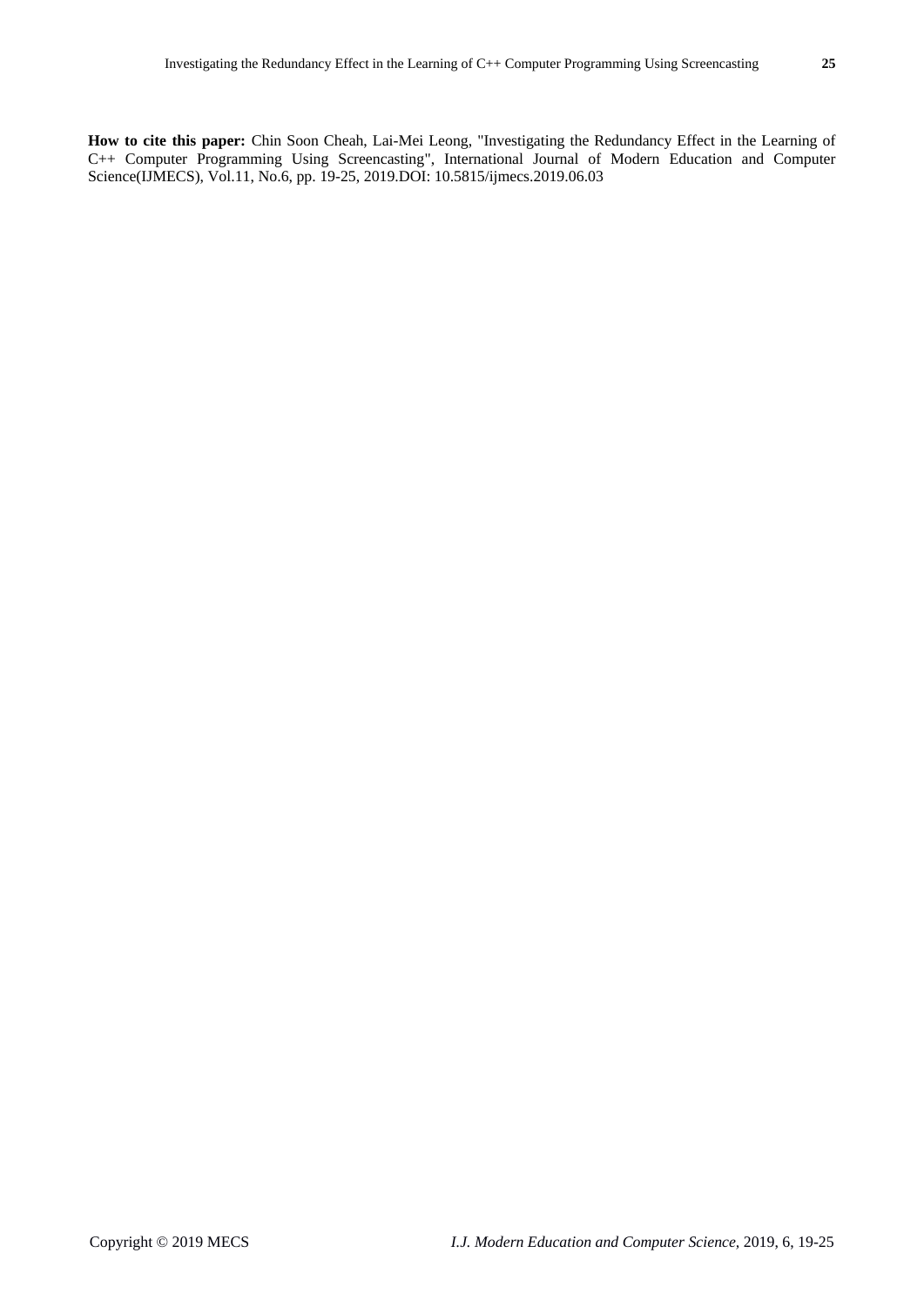**How to cite this paper:** Chin Soon Cheah, Lai-Mei Leong, "Investigating the Redundancy Effect in the Learning of C++ Computer Programming Using Screencasting", International Journal of Modern Education and Computer Science(IJMECS), Vol.11, No.6, pp. 19-25, 2019.DOI: 10.5815/ijmecs.2019.06.03